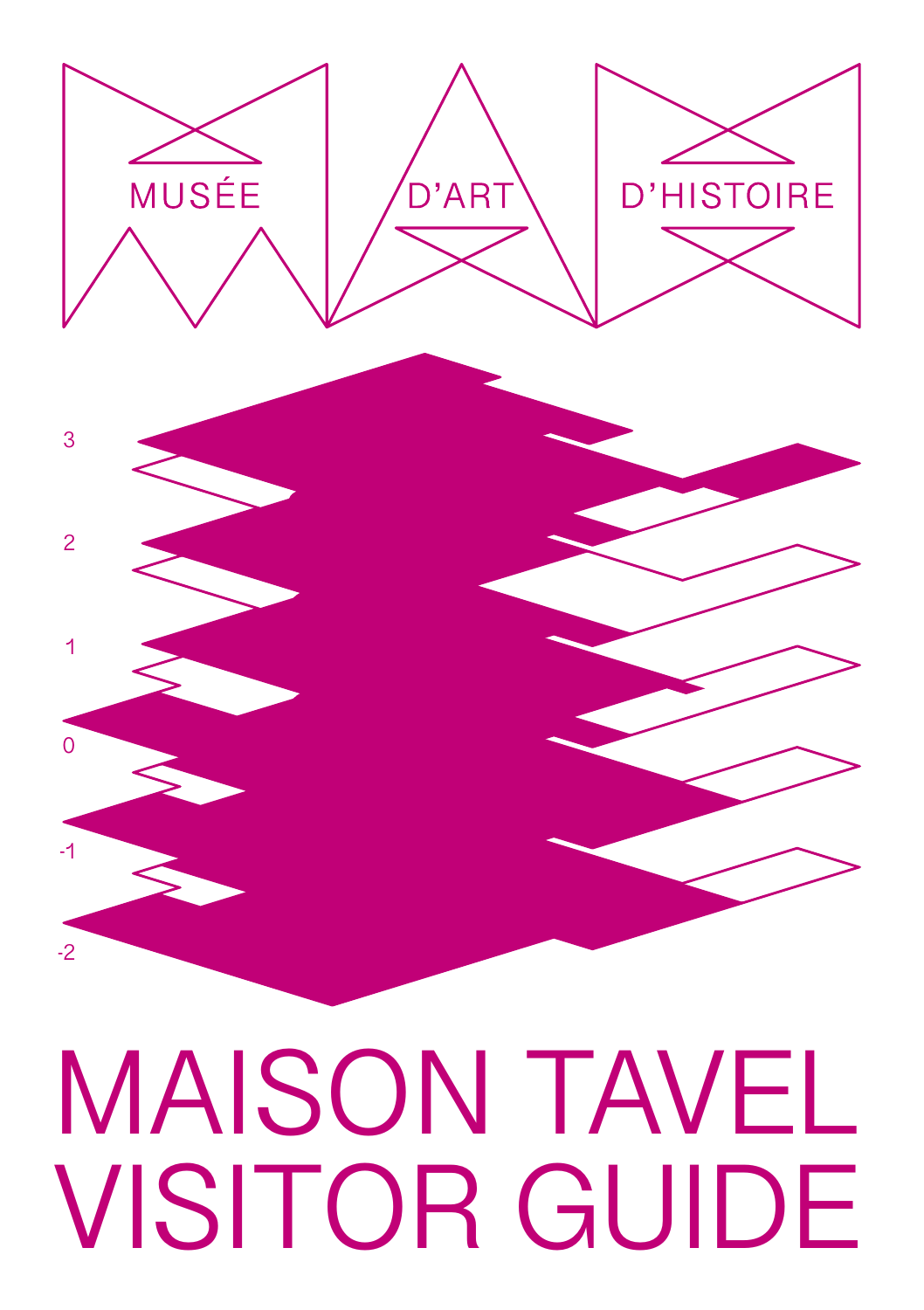MUSÉE D'ART D'HISTOIRE

3

2

1

0

-1

-2

# MAISON TAVEL VISITOR GUIDE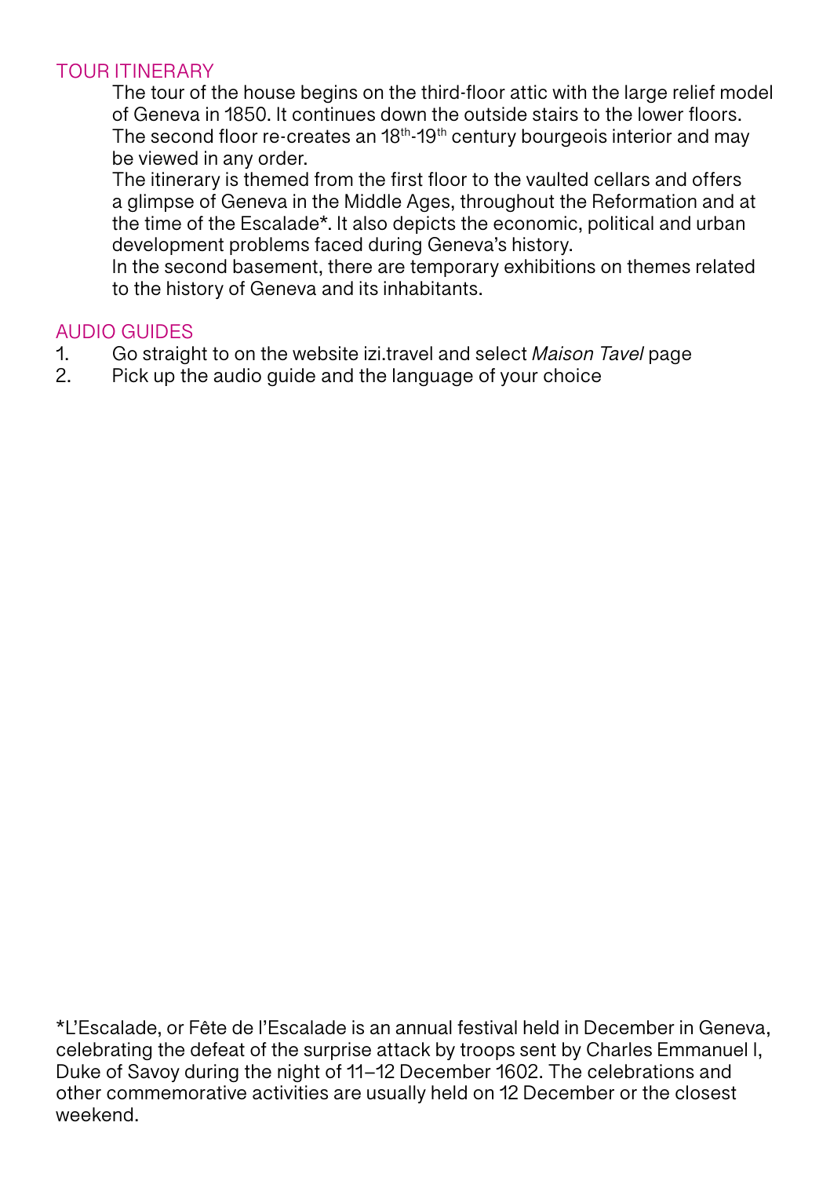## TOUR ITINERARY

The tour of the house begins on the third-floor attic with the large relief model of Geneva in 1850. It continues down the outside stairs to the lower floors. The second floor re-creates an 18th-19th century bourgeois interior and may be viewed in any order.

The itinerary is themed from the first floor to the vaulted cellars and offers a glimpse of Geneva in the Middle Ages, throughout the Reformation and at the time of the Escalade*. It also depicts the economic, political and urban development problems faced during Geneva's history.

In the second basement, there are temporary exhibitions on themes related to the history of Geneva and its inhabitants.

## AUDIO GUIDES

1. Go straight to on the website izi.travel and select *Maison Tavel* page
2. Pick up the audio guide and the language of your choice

*L'Escalade, or Fête de l'Escalade is an annual festival held in December in Geneva, celebrating the defeat of the surprise attack by troops sent by Charles Emmanuel I, Duke of Savoy during the night of 11–12 December 1602. The celebrations and other commemorative activities are usually held on 12 December or the closest weekend.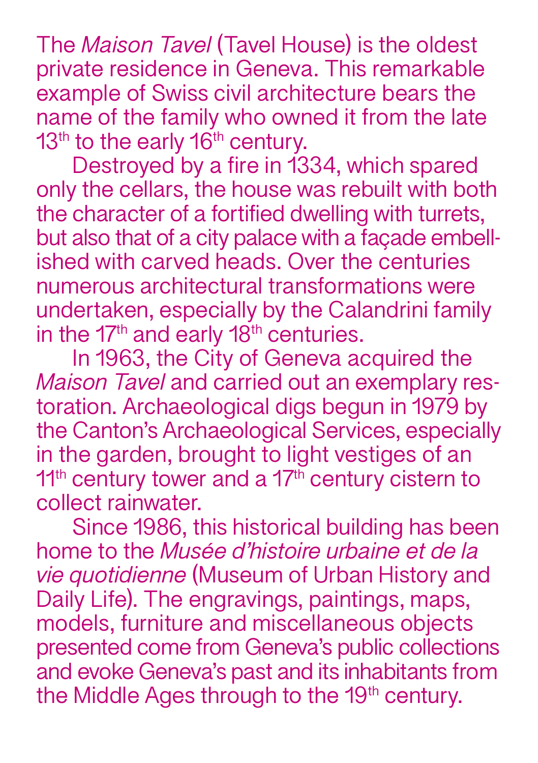The *Maison Tavel* (Tavel House) is the oldest private residence in Geneva. This remarkable example of Swiss civil architecture bears the name of the family who owned it from the late 13th to the early 16th century.

Destroyed by a fire in 1334, which spared only the cellars, the house was rebuilt with both the character of a fortified dwelling with turrets, but also that of a city palace with a façade embellished with carved heads. Over the centuries numerous architectural transformations were undertaken, especially by the Calandrini family in the 17th and early 18th centuries.

In 1963, the City of Geneva acquired the *Maison Tavel* and carried out an exemplary restoration. Archaeological digs begun in 1979 by the Canton's Archaeological Services, especially in the garden, brought to light vestiges of an 11th century tower and a 17th century cistern to collect rainwater.

Since 1986, this historical building has been home to the *Musée d'histoire urbaine et de la vie quotidienne* (Museum of Urban History and Daily Life). The engravings, paintings, maps, models, furniture and miscellaneous objects presented come from Geneva's public collections and evoke Geneva's past and its inhabitants from the Middle Ages through to the 19th century.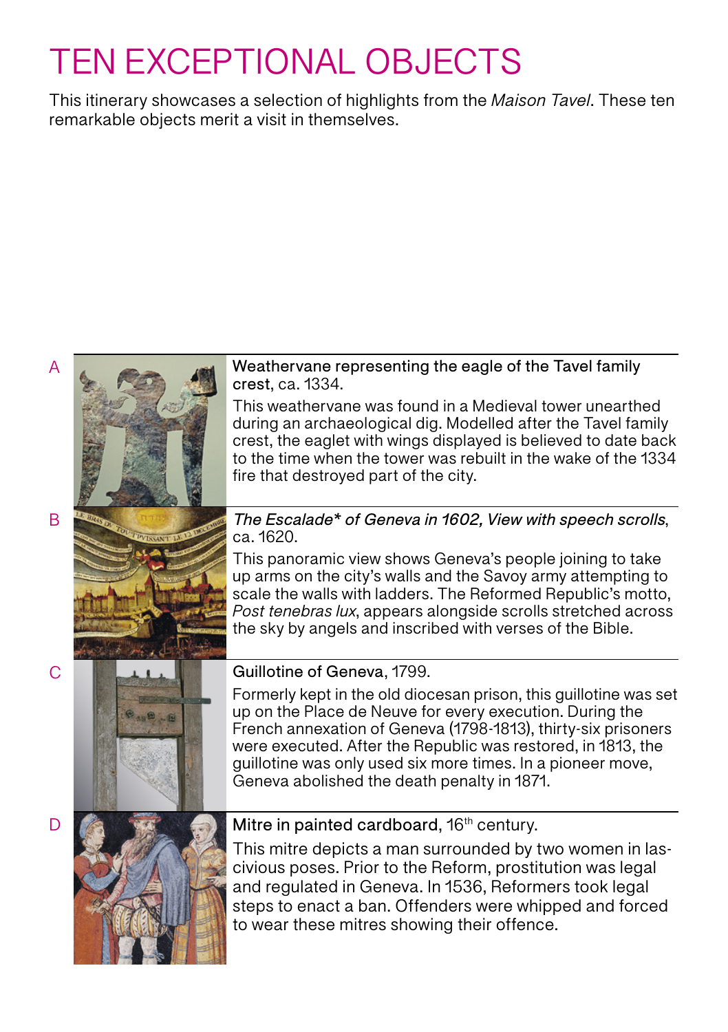# TEN EXCEPTIONAL OBJECTS

This itinerary showcases a selection of highlights from the *Maison Tavel*. These ten remarkable objects merit a visit in themselves.

A

Weathervane representing the eagle of the Tavel family crest, ca. 1334.

This weathervane was found in a Medieval tower unearthed during an archaeological dig. Modelled after the Tavel family crest, the eaglet with wings displayed is believed to date back to the time when the tower was rebuilt in the wake of the 1334 fire that destroyed part of the city.

B

*The Escalade* of Geneva in 1602, View with speech scrolls*, ca. 1620.

This panoramic view shows Geneva's people joining to take up arms on the city's walls and the Savoy army attempting to scale the walls with ladders. The Reformed Republic's motto, *Post tenebras lux*, appears alongside scrolls stretched across the sky by angels and inscribed with verses of the Bible.

C

Guillotine of Geneva, 1799.

Formerly kept in the old diocesan prison, this guillotine was set up on the Place de Neuve for every execution. During the French annexation of Geneva (1798-1813), thirty-six prisoners were executed. After the Republic was restored, in 1813, the guillotine was only used six more times. In a pioneer move, Geneva abolished the death penalty in 1871.

D

Mitre in painted cardboard, 16th century.

This mitre depicts a man surrounded by two women in lascivious poses. Prior to the Reform, prostitution was legal and regulated in Geneva. In 1536, Reformers took legal steps to enact a ban. Offenders were whipped and forced to wear these mitres showing their offence.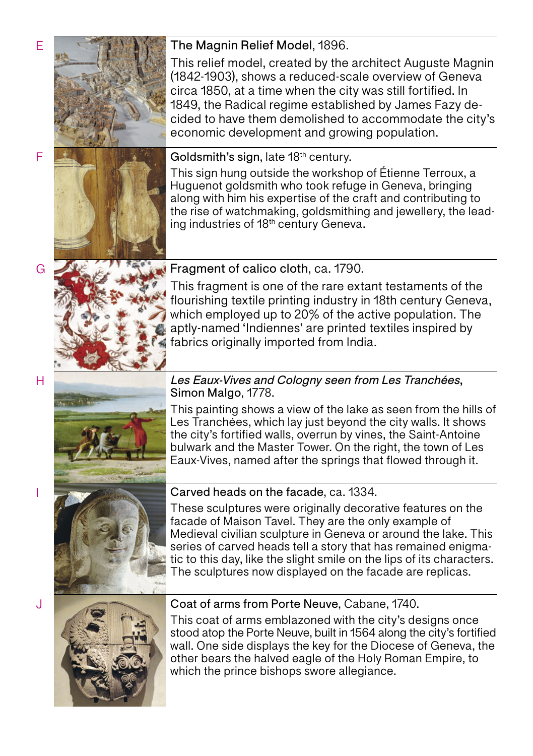E

**The Magnin Relief Model**, 1896.

This relief model, created by the architect Auguste Magnin (1842-1903), shows a reduced-scale overview of Geneva circa 1850, at a time when the city was still fortified. In 1849, the Radical regime established by James Fazy decided to have them demolished to accommodate the city's economic development and growing population.

F

**Goldsmith's sign**, late 18th century.

This sign hung outside the workshop of Étienne Terroux, a Huguenot goldsmith who took refuge in Geneva, bringing along with him his expertise of the craft and contributing to the rise of watchmaking, goldsmithing and jewellery, the leading industries of 18th century Geneva.

G

**Fragment of calico cloth**, ca. 1790.

This fragment is one of the rare extant testaments of the flourishing textile printing industry in 18th century Geneva, which employed up to 20% of the active population. The aptly-named 'Indiennes' are printed textiles inspired by fabrics originally imported from India.

H

*Les Eaux-Vives and Cologny seen from Les Tranchées*, Simon Malgo, 1778.

This painting shows a view of the lake as seen from the hills of Les Tranchées, which lay just beyond the city walls. It shows the city's fortified walls, overrun by vines, the Saint-Antoine bulwark and the Master Tower. On the right, the town of Les Eaux-Vives, named after the springs that flowed through it.

I

**Carved heads on the facade**, ca. 1334.

These sculptures were originally decorative features on the facade of Maison Tavel. They are the only example of Medieval civilian sculpture in Geneva or around the lake. This series of carved heads tell a story that has remained enigmatic to this day, like the slight smile on the lips of its characters. The sculptures now displayed on the facade are replicas.

J

**Coat of arms from Porte Neuve**, Cabane, 1740.

This coat of arms emblazoned with the city's designs once stood atop the Porte Neuve, built in 1564 along the city's fortified wall. One side displays the key for the Diocese of Geneva, the other bears the halved eagle of the Holy Roman Empire, to which the prince bishops swore allegiance.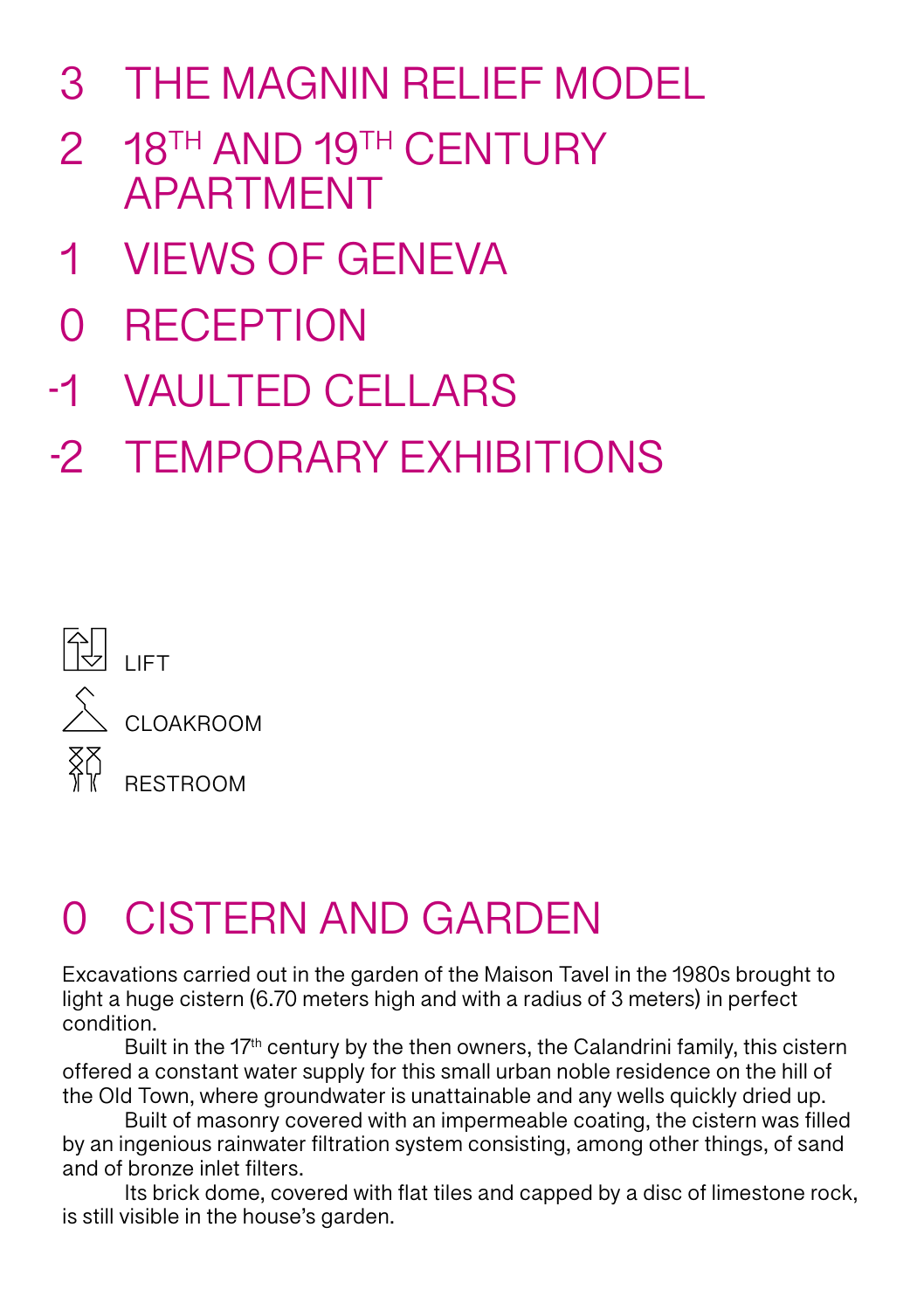3 THE MAGNIN RELIEF MODEL

2 18TH AND 19TH CENTURY APARTMENT

1 VIEWS OF GENEVA

0 RECEPTION

-1 VAULTED CELLARS

-2 TEMPORARY EXHIBITIONS

LIFT

CLOAKROOM

RESTROOM

## 0 CISTERN AND GARDEN

Excavations carried out in the garden of the Maison Tavel in the 1980s brought to light a huge cistern (6.70 meters high and with a radius of 3 meters) in perfect condition.

Built in the 17th century by the then owners, the Calandrini family, this cistern offered a constant water supply for this small urban noble residence on the hill of the Old Town, where groundwater is unattainable and any wells quickly dried up.

Built of masonry covered with an impermeable coating, the cistern was filled by an ingenious rainwater filtration system consisting, among other things, of sand and of bronze inlet filters.

Its brick dome, covered with flat tiles and capped by a disc of limestone rock, is still visible in the house's garden.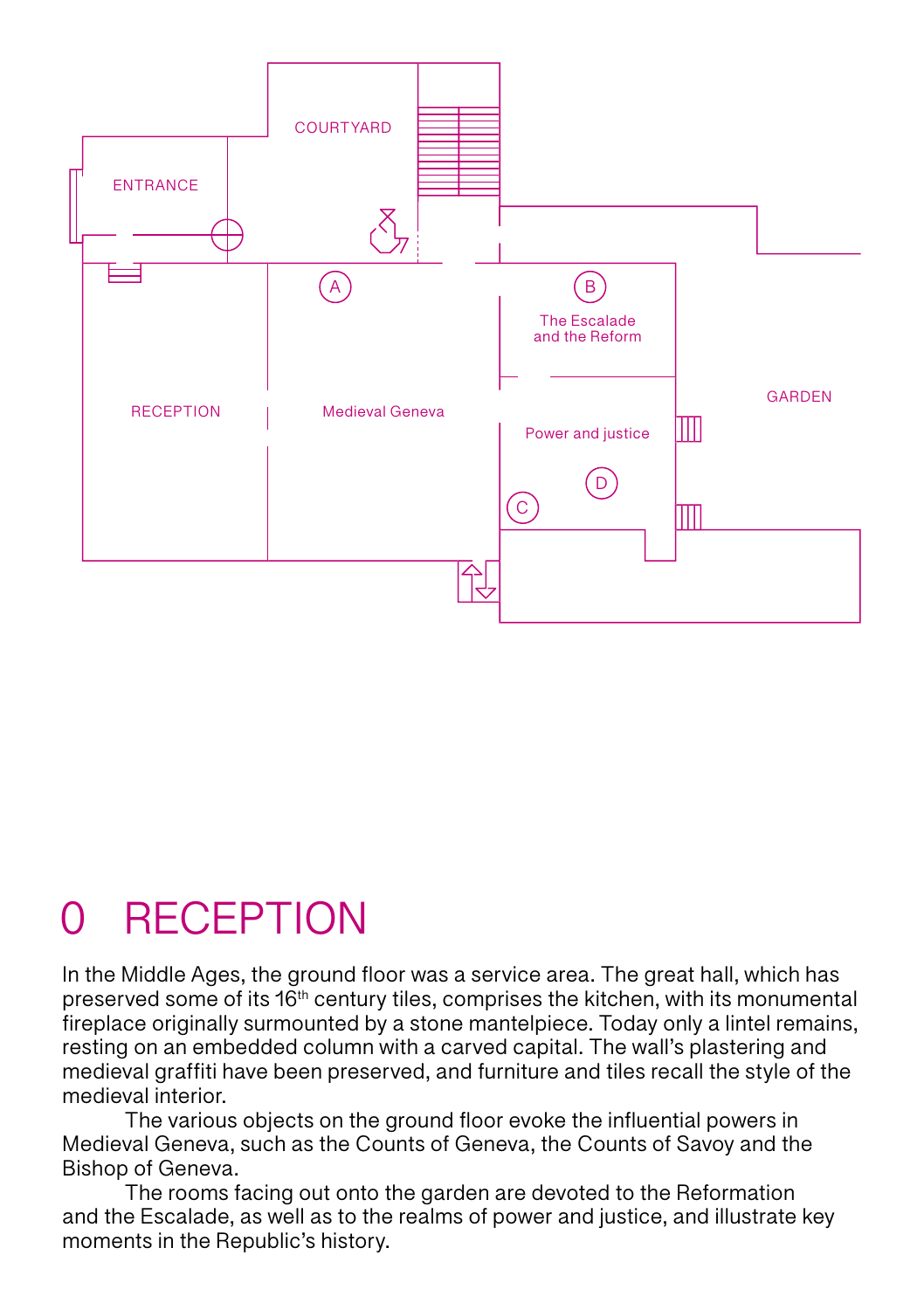COURTYARD

ENTRANCE

A

B

The Escalade and the Reform

RECEPTION

Medieval Geneva

GARDEN

Power and justice

D

C

# 0 RECEPTION

In the Middle Ages, the ground floor was a service area. The great hall, which has preserved some of its 16th century tiles, comprises the kitchen, with its monumental fireplace originally surmounted by a stone mantelpiece. Today only a lintel remains, resting on an embedded column with a carved capital. The wall's plastering and medieval graffiti have been preserved, and furniture and tiles recall the style of the medieval interior.

The various objects on the ground floor evoke the influential powers in Medieval Geneva, such as the Counts of Geneva, the Counts of Savoy and the Bishop of Geneva.

The rooms facing out onto the garden are devoted to the Reformation and the Escalade, as well as to the realms of power and justice, and illustrate key moments in the Republic's history.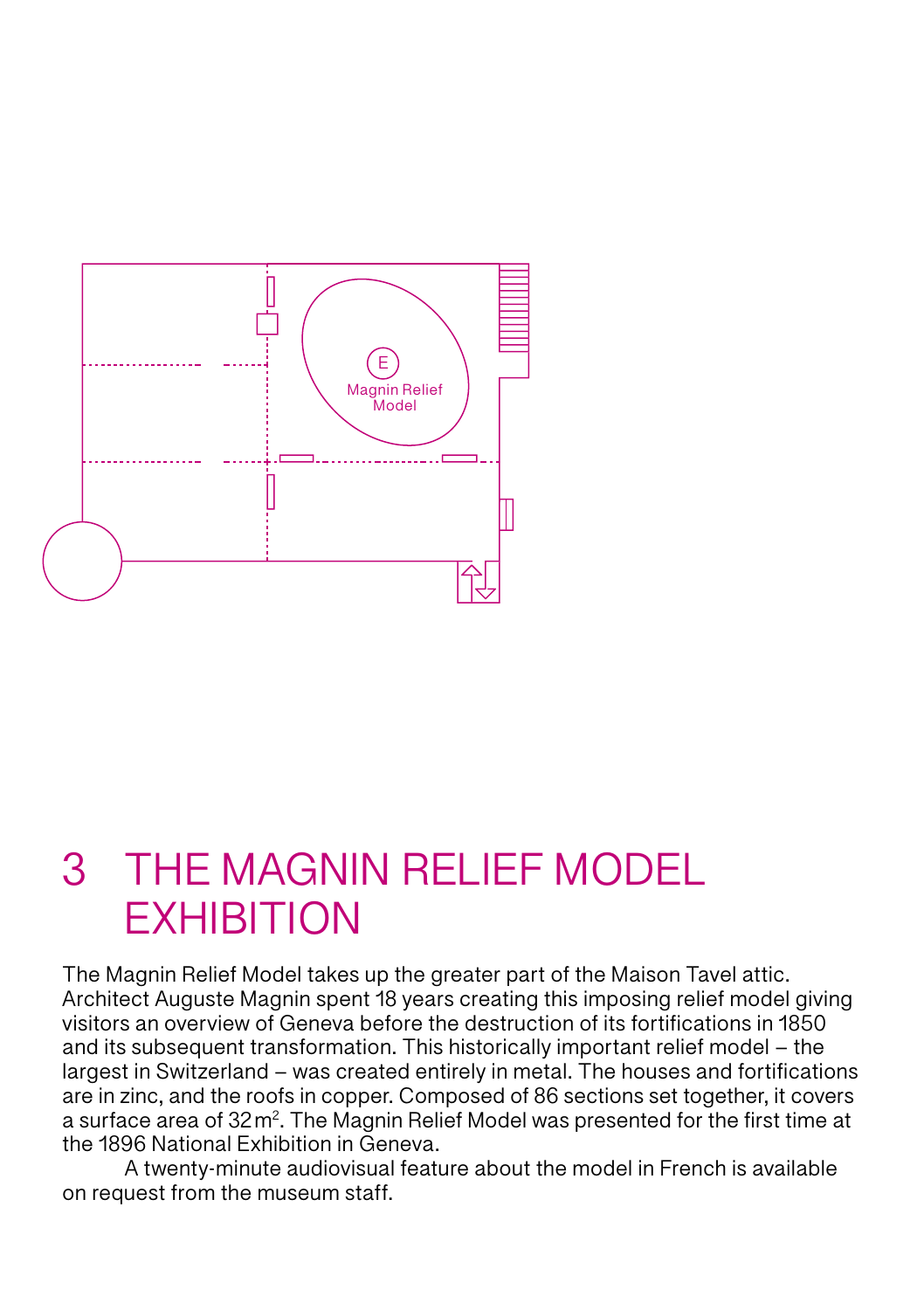# 3 THE MAGNIN RELIEF MODEL EXHIBITION

The Magnin Relief Model takes up the greater part of the Maison Tavel attic. Architect Auguste Magnin spent 18 years creating this imposing relief model giving visitors an overview of Geneva before the destruction of its fortifications in 1850 and its subsequent transformation. This historically important relief model – the largest in Switzerland – was created entirely in metal. The houses and fortifications are in zinc, and the roofs in copper. Composed of 86 sections set together, it covers a surface area of 32 m². The Magnin Relief Model was presented for the first time at the 1896 National Exhibition in Geneva.

A twenty-minute audiovisual feature about the model in French is available on request from the museum staff.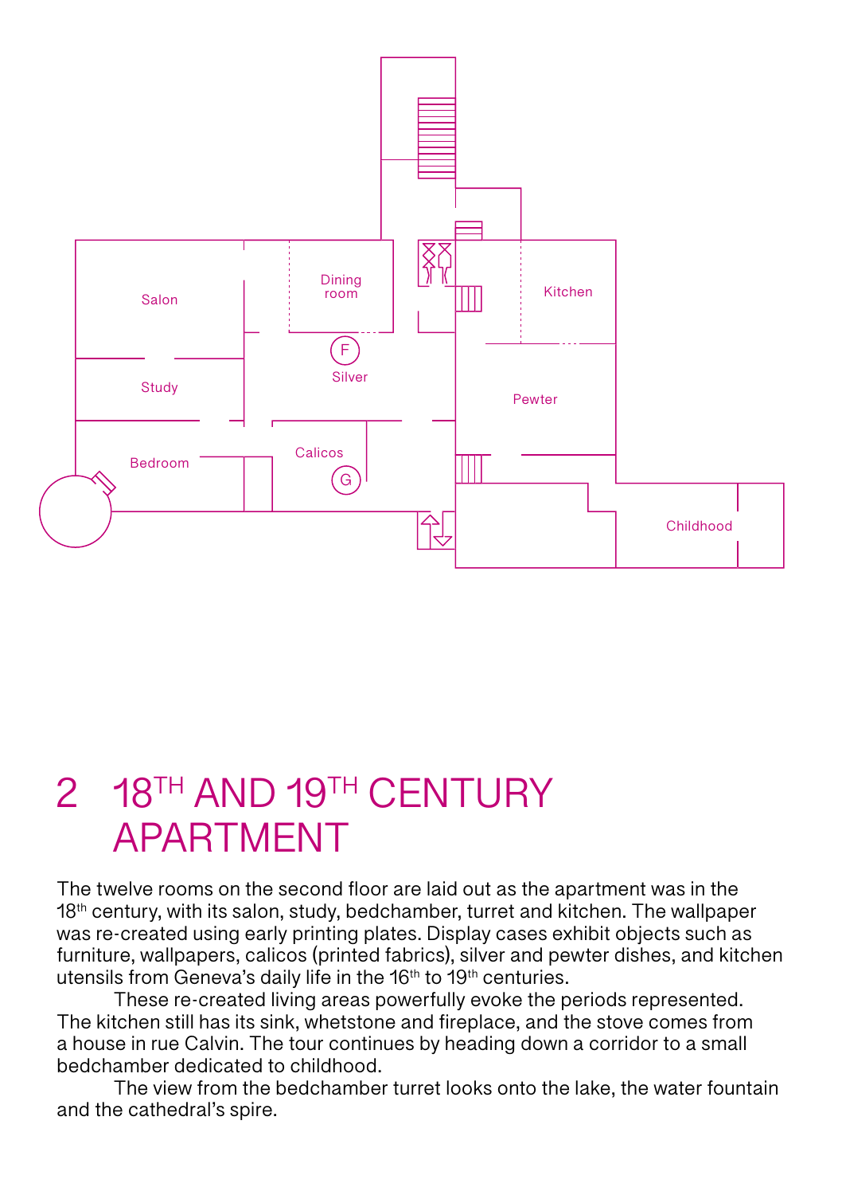Salon

Dining room

Kitchen

F

Silver

Study

Pewter

Bedroom

Calicos

G

Childhood

# 2 18TH AND 19TH CENTURY APARTMENT

The twelve rooms on the second floor are laid out as the apartment was in the 18th century, with its salon, study, bedchamber, turret and kitchen. The wallpaper was re-created using early printing plates. Display cases exhibit objects such as furniture, wallpapers, calicos (printed fabrics), silver and pewter dishes, and kitchen utensils from Geneva's daily life in the 16th to 19th centuries.

These re-created living areas powerfully evoke the periods represented. The kitchen still has its sink, whetstone and fireplace, and the stove comes from a house in rue Calvin. The tour continues by heading down a corridor to a small bedchamber dedicated to childhood.

The view from the bedchamber turret looks onto the lake, the water fountain and the cathedral's spire.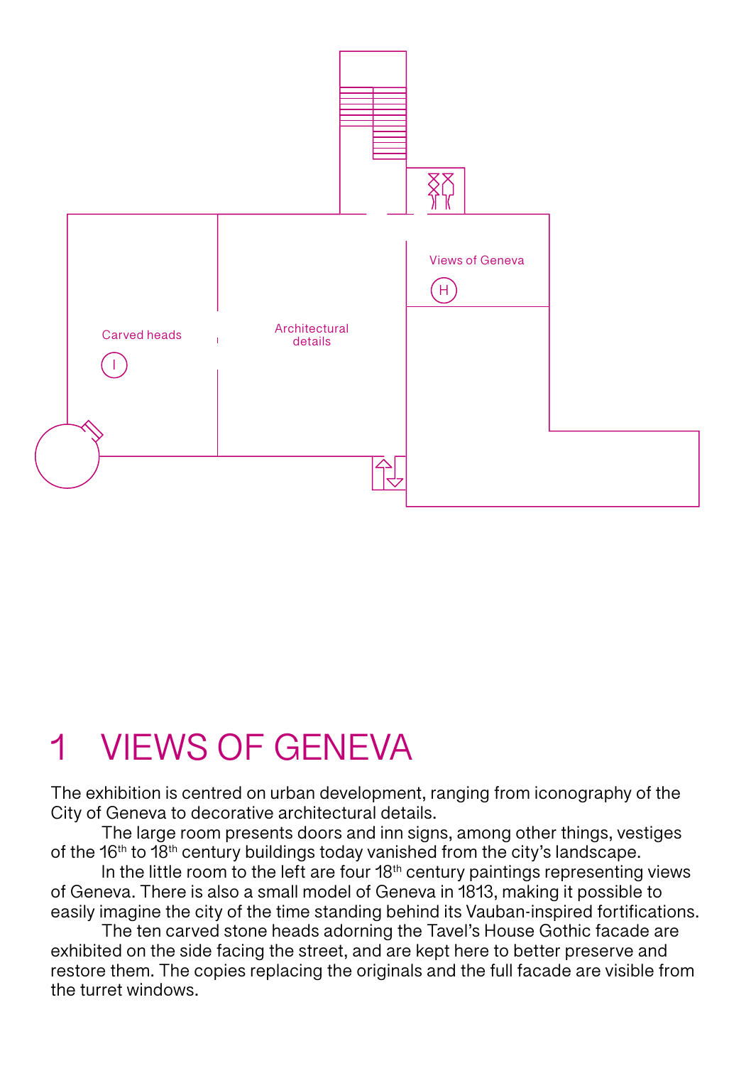Views of Geneva

H

Carved heads

I

Architectural details

# 1 VIEWS OF GENEVA

The exhibition is centred on urban development, ranging from iconography of the City of Geneva to decorative architectural details.

The large room presents doors and inn signs, among other things, vestiges of the 16th to 18th century buildings today vanished from the city's landscape.

In the little room to the left are four 18th century paintings representing views of Geneva. There is also a small model of Geneva in 1813, making it possible to easily imagine the city of the time standing behind its Vauban-inspired fortifications.

The ten carved stone heads adorning the Tavel's House Gothic facade are exhibited on the side facing the street, and are kept here to better preserve and restore them. The copies replacing the originals and the full facade are visible from the turret windows.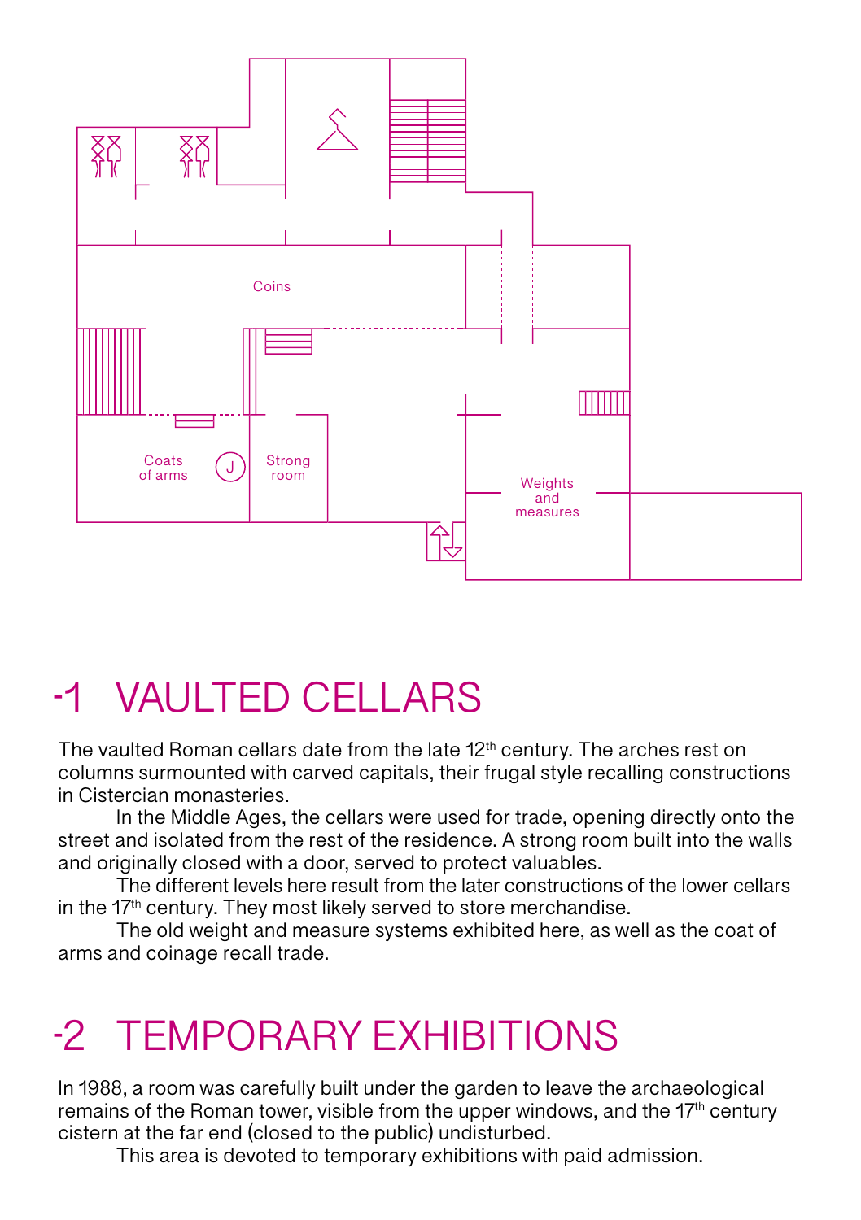Coins

Coats of arms

J

Strong room

Weights and measures

# -1 VAULTED CELLARS

The vaulted Roman cellars date from the late 12th century. The arches rest on columns surmounted with carved capitals, their frugal style recalling constructions in Cistercian monasteries.

In the Middle Ages, the cellars were used for trade, opening directly onto the street and isolated from the rest of the residence. A strong room built into the walls and originally closed with a door, served to protect valuables.

The different levels here result from the later constructions of the lower cellars in the 17th century. They most likely served to store merchandise.

The old weight and measure systems exhibited here, as well as the coat of arms and coinage recall trade.

# -2 TEMPORARY EXHIBITIONS

In 1988, a room was carefully built under the garden to leave the archaeological remains of the Roman tower, visible from the upper windows, and the 17th century cistern at the far end (closed to the public) undisturbed.

This area is devoted to temporary exhibitions with paid admission.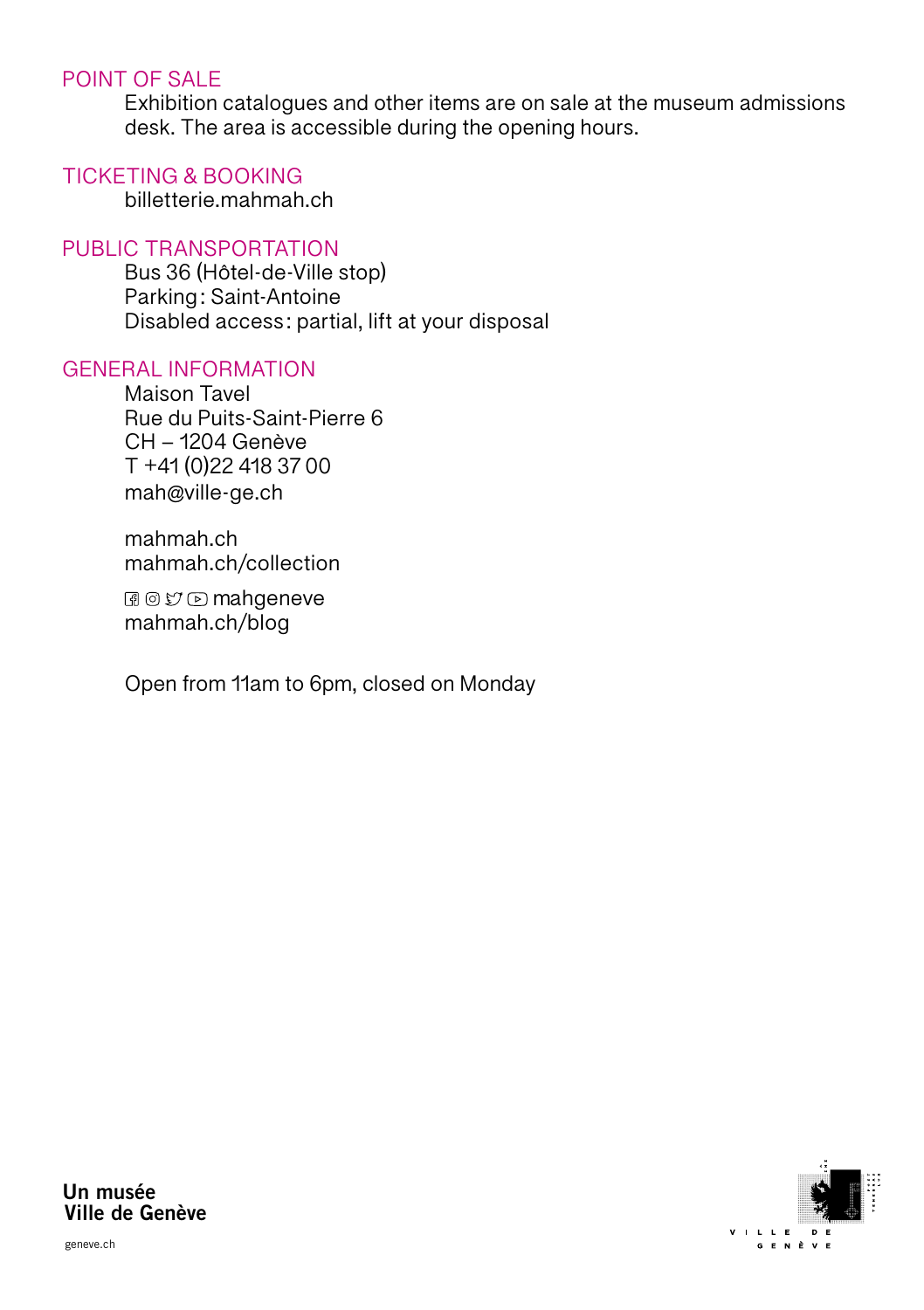## POINT OF SALE

Exhibition catalogues and other items are on sale at the museum admissions desk. The area is accessible during the opening hours.

## TICKETING & BOOKING

billetterie.mahmah.ch

## PUBLIC TRANSPORTATION

Bus 36 (Hôtel-de-Ville stop)
Parking : Saint-Antoine
Disabled access : partial, lift at your disposal

## GENERAL INFORMATION

Maison Tavel
Rue du Puits-Saint-Pierre 6
CH – 1204 Genève
T +41 (0)22 418 37 00
mah@ville-ge.ch

mahmah.ch
mahmah.ch/collection

mahgeneve
mahmah.ch/blog

Open from 11am to 6pm, closed on Monday

**Un musée**
**Ville de Genève**

geneve.ch

VILLE DE GENÈVE